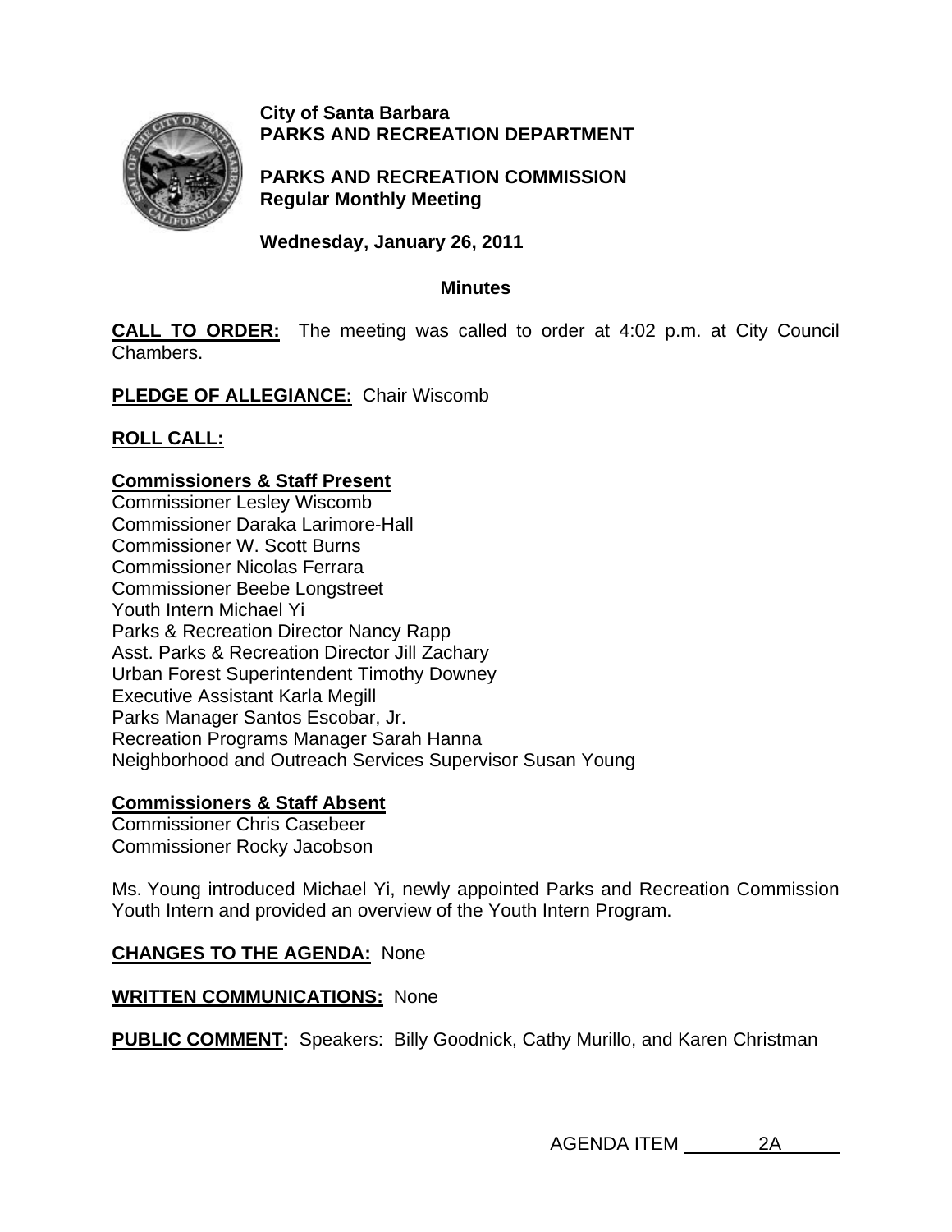**City of Santa Barbara**
**PARKS AND RECREATION DEPARTMENT**

**PARKS AND RECREATION COMMISSION**
**Regular Monthly Meeting**

**Wednesday, January 26, 2011**

**Minutes**

**CALL TO ORDER:** The meeting was called to order at 4:02 p.m. at City Council Chambers.

**PLEDGE OF ALLEGIANCE:** Chair Wiscomb

**ROLL CALL:**

**Commissioners & Staff Present**
Commissioner Lesley Wiscomb
Commissioner Daraka Larimore-Hall
Commissioner W. Scott Burns
Commissioner Nicolas Ferrara
Commissioner Beebe Longstreet
Youth Intern Michael Yi
Parks & Recreation Director Nancy Rapp
Asst. Parks & Recreation Director Jill Zachary
Urban Forest Superintendent Timothy Downey
Executive Assistant Karla Megill
Parks Manager Santos Escobar, Jr.
Recreation Programs Manager Sarah Hanna
Neighborhood and Outreach Services Supervisor Susan Young

**Commissioners & Staff Absent**
Commissioner Chris Casebeer
Commissioner Rocky Jacobson

Ms. Young introduced Michael Yi, newly appointed Parks and Recreation Commission Youth Intern and provided an overview of the Youth Intern Program.

**CHANGES TO THE AGENDA:** None

**WRITTEN COMMUNICATIONS:** None

**PUBLIC COMMENT:** Speakers: Billy Goodnick, Cathy Murillo, and Karen Christman

AGENDA ITEM 2A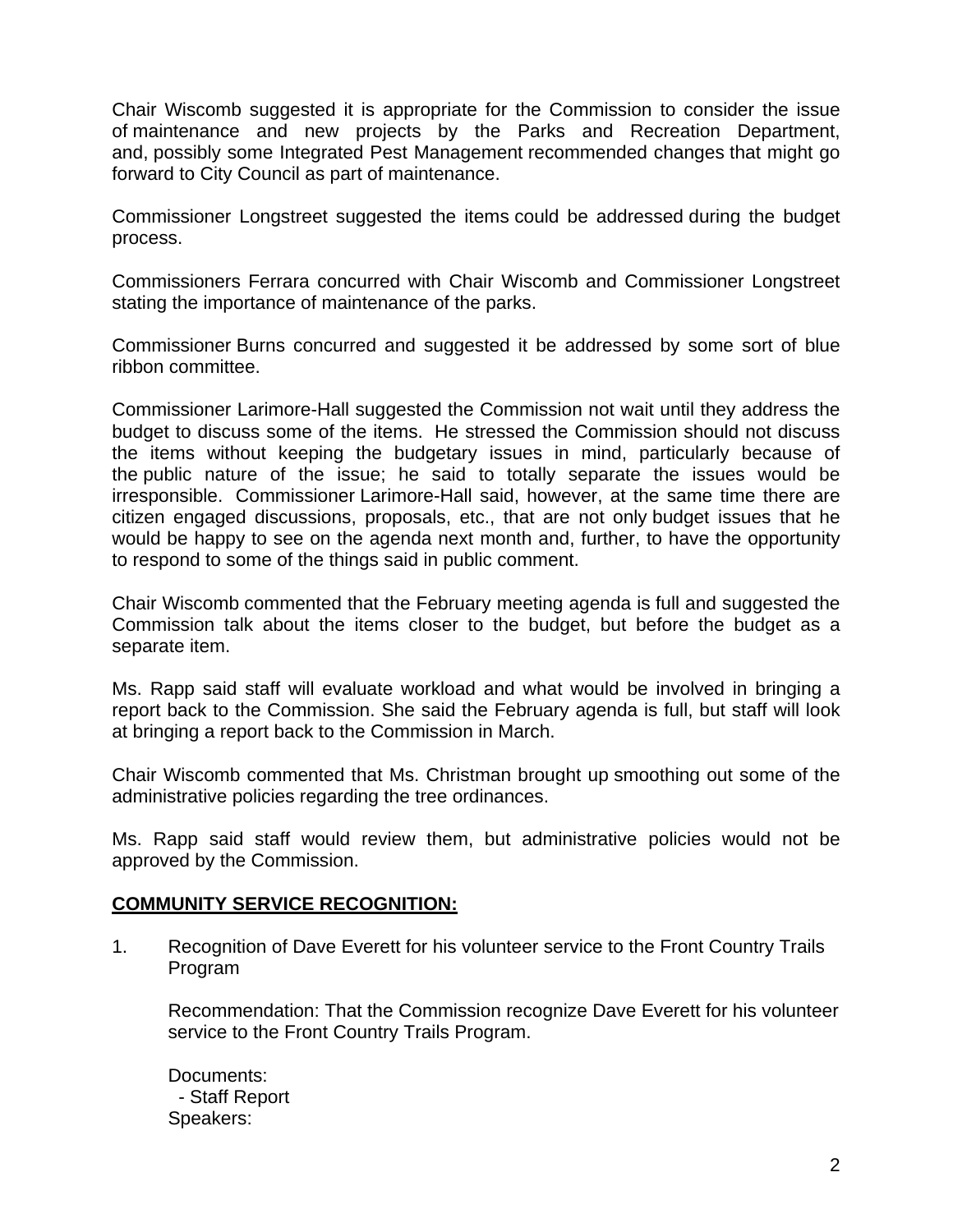Chair Wiscomb suggested it is appropriate for the Commission to consider the issue of maintenance and new projects by the Parks and Recreation Department, and, possibly some Integrated Pest Management recommended changes that might go forward to City Council as part of maintenance.

Commissioner Longstreet suggested the items could be addressed during the budget process.

Commissioners Ferrara concurred with Chair Wiscomb and Commissioner Longstreet stating the importance of maintenance of the parks.

Commissioner Burns concurred and suggested it be addressed by some sort of blue ribbon committee.

Commissioner Larimore-Hall suggested the Commission not wait until they address the budget to discuss some of the items. He stressed the Commission should not discuss the items without keeping the budgetary issues in mind, particularly because of the public nature of the issue; he said to totally separate the issues would be irresponsible. Commissioner Larimore-Hall said, however, at the same time there are citizen engaged discussions, proposals, etc., that are not only budget issues that he would be happy to see on the agenda next month and, further, to have the opportunity to respond to some of the things said in public comment.

Chair Wiscomb commented that the February meeting agenda is full and suggested the Commission talk about the items closer to the budget, but before the budget as a separate item.

Ms. Rapp said staff will evaluate workload and what would be involved in bringing a report back to the Commission. She said the February agenda is full, but staff will look at bringing a report back to the Commission in March.

Chair Wiscomb commented that Ms. Christman brought up smoothing out some of the administrative policies regarding the tree ordinances.

Ms. Rapp said staff would review them, but administrative policies would not be approved by the Commission.

**COMMUNITY SERVICE RECOGNITION:**

1. Recognition of Dave Everett for his volunteer service to the Front Country Trails Program

   Recommendation: That the Commission recognize Dave Everett for his volunteer service to the Front Country Trails Program.

   Documents:
   - Staff Report

   Speakers: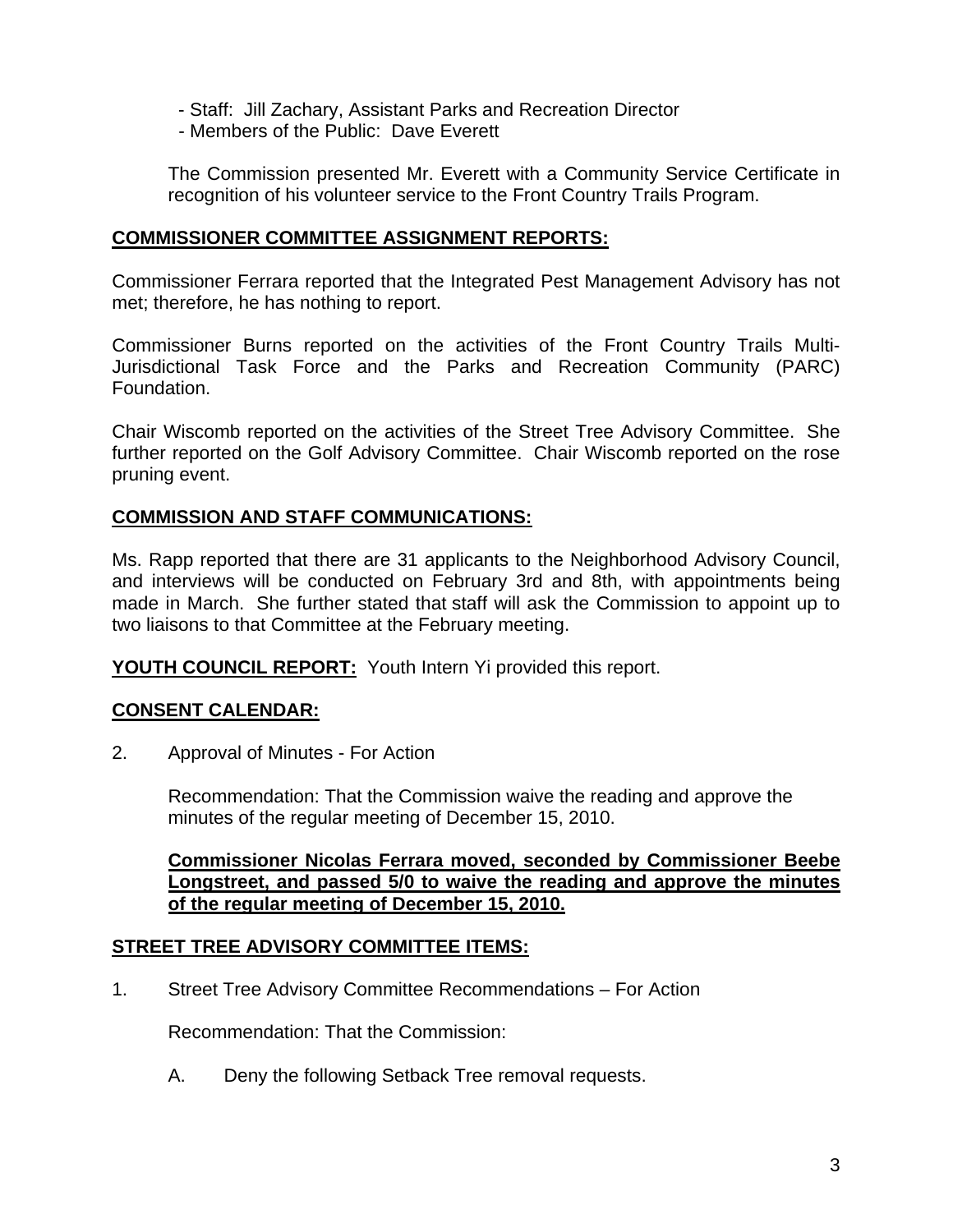- Staff: Jill Zachary, Assistant Parks and Recreation Director
- Members of the Public: Dave Everett

The Commission presented Mr. Everett with a Community Service Certificate in recognition of his volunteer service to the Front Country Trails Program.

## COMMISSIONER COMMITTEE ASSIGNMENT REPORTS:

Commissioner Ferrara reported that the Integrated Pest Management Advisory has not met; therefore, he has nothing to report.

Commissioner Burns reported on the activities of the Front Country Trails Multi-Jurisdictional Task Force and the Parks and Recreation Community (PARC) Foundation.

Chair Wiscomb reported on the activities of the Street Tree Advisory Committee. She further reported on the Golf Advisory Committee. Chair Wiscomb reported on the rose pruning event.

## COMMISSION AND STAFF COMMUNICATIONS:

Ms. Rapp reported that there are 31 applicants to the Neighborhood Advisory Council, and interviews will be conducted on February 3rd and 8th, with appointments being made in March. She further stated that staff will ask the Commission to appoint up to two liaisons to that Committee at the February meeting.

**YOUTH COUNCIL REPORT:** Youth Intern Yi provided this report.

## CONSENT CALENDAR:

2. Approval of Minutes - For Action

   Recommendation: That the Commission waive the reading and approve the minutes of the regular meeting of December 15, 2010.

   **Commissioner Nicolas Ferrara moved, seconded by Commissioner Beebe Longstreet, and passed 5/0 to waive the reading and approve the minutes of the regular meeting of December 15, 2010.**

## STREET TREE ADVISORY COMMITTEE ITEMS:

1. Street Tree Advisory Committee Recommendations – For Action

   Recommendation: That the Commission:

   A. Deny the following Setback Tree removal requests.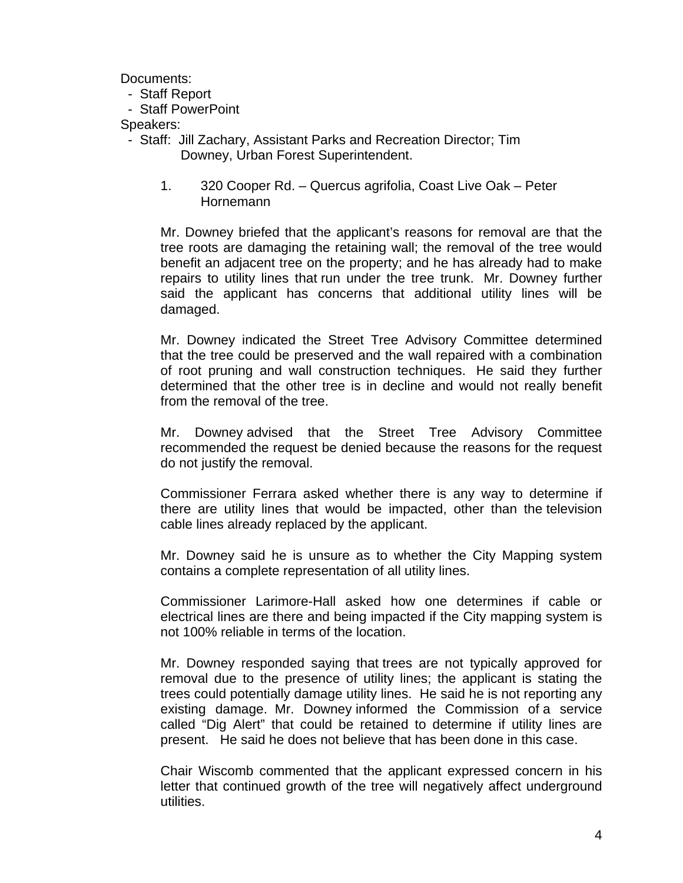Documents:

- Staff Report
- Staff PowerPoint

Speakers:

- Staff: Jill Zachary, Assistant Parks and Recreation Director; Tim Downey, Urban Forest Superintendent.

1. 320 Cooper Rd. – Quercus agrifolia, Coast Live Oak – Peter Hornemann

Mr. Downey briefed that the applicant's reasons for removal are that the tree roots are damaging the retaining wall; the removal of the tree would benefit an adjacent tree on the property; and he has already had to make repairs to utility lines that run under the tree trunk. Mr. Downey further said the applicant has concerns that additional utility lines will be damaged.

Mr. Downey indicated the Street Tree Advisory Committee determined that the tree could be preserved and the wall repaired with a combination of root pruning and wall construction techniques. He said they further determined that the other tree is in decline and would not really benefit from the removal of the tree.

Mr. Downey advised that the Street Tree Advisory Committee recommended the request be denied because the reasons for the request do not justify the removal.

Commissioner Ferrara asked whether there is any way to determine if there are utility lines that would be impacted, other than the television cable lines already replaced by the applicant.

Mr. Downey said he is unsure as to whether the City Mapping system contains a complete representation of all utility lines.

Commissioner Larimore-Hall asked how one determines if cable or electrical lines are there and being impacted if the City mapping system is not 100% reliable in terms of the location.

Mr. Downey responded saying that trees are not typically approved for removal due to the presence of utility lines; the applicant is stating the trees could potentially damage utility lines. He said he is not reporting any existing damage. Mr. Downey informed the Commission of a service called "Dig Alert" that could be retained to determine if utility lines are present. He said he does not believe that has been done in this case.

Chair Wiscomb commented that the applicant expressed concern in his letter that continued growth of the tree will negatively affect underground utilities.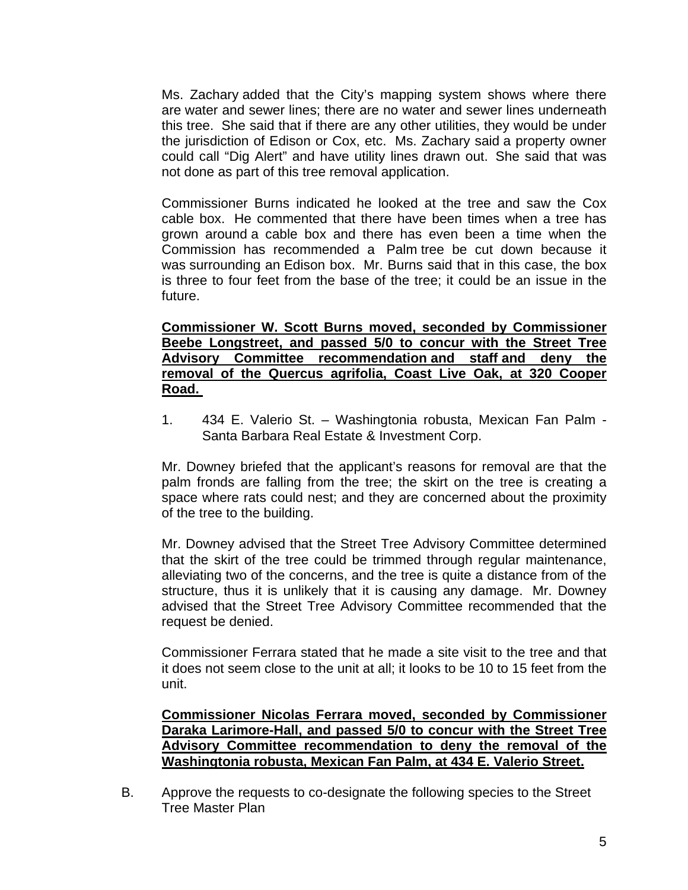Ms. Zachary added that the City's mapping system shows where there are water and sewer lines; there are no water and sewer lines underneath this tree. She said that if there are any other utilities, they would be under the jurisdiction of Edison or Cox, etc. Ms. Zachary said a property owner could call "Dig Alert" and have utility lines drawn out. She said that was not done as part of this tree removal application.

Commissioner Burns indicated he looked at the tree and saw the Cox cable box. He commented that there have been times when a tree has grown around a cable box and there has even been a time when the Commission has recommended a Palm tree be cut down because it was surrounding an Edison box. Mr. Burns said that in this case, the box is three to four feet from the base of the tree; it could be an issue in the future.

**<u>Commissioner W. Scott Burns moved, seconded by Commissioner Beebe Longstreet, and passed 5/0 to concur with the Street Tree Advisory Committee recommendation and staff and deny the removal of the Quercus agrifolia, Coast Live Oak, at 320 Cooper Road.</u>**

1. 434 E. Valerio St. – Washingtonia robusta, Mexican Fan Palm - Santa Barbara Real Estate & Investment Corp.

Mr. Downey briefed that the applicant's reasons for removal are that the palm fronds are falling from the tree; the skirt on the tree is creating a space where rats could nest; and they are concerned about the proximity of the tree to the building.

Mr. Downey advised that the Street Tree Advisory Committee determined that the skirt of the tree could be trimmed through regular maintenance, alleviating two of the concerns, and the tree is quite a distance from of the structure, thus it is unlikely that it is causing any damage. Mr. Downey advised that the Street Tree Advisory Committee recommended that the request be denied.

Commissioner Ferrara stated that he made a site visit to the tree and that it does not seem close to the unit at all; it looks to be 10 to 15 feet from the unit.

**<u>Commissioner Nicolas Ferrara moved, seconded by Commissioner Daraka Larimore-Hall, and passed 5/0 to concur with the Street Tree Advisory Committee recommendation to deny the removal of the Washingtonia robusta, Mexican Fan Palm, at 434 E. Valerio Street.</u>**

B. Approve the requests to co-designate the following species to the Street Tree Master Plan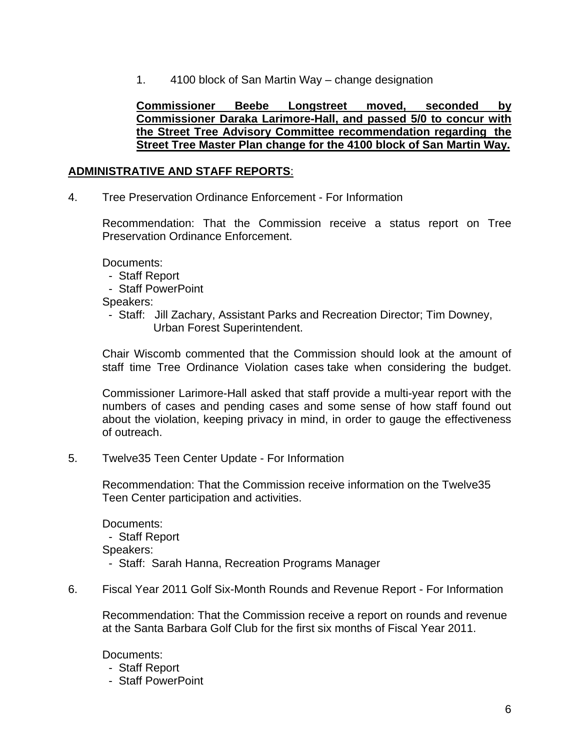1. 4100 block of San Martin Way – change designation

**Commissioner Beebe Longstreet moved, seconded by Commissioner Daraka Larimore-Hall, and passed 5/0 to concur with the Street Tree Advisory Committee recommendation regarding the Street Tree Master Plan change for the 4100 block of San Martin Way.**

**ADMINISTRATIVE AND STAFF REPORTS**:

4. Tree Preservation Ordinance Enforcement - For Information

   Recommendation: That the Commission receive a status report on Tree Preservation Ordinance Enforcement.

   Documents:
   - Staff Report
   - Staff PowerPoint

   Speakers:
   - Staff: Jill Zachary, Assistant Parks and Recreation Director; Tim Downey, Urban Forest Superintendent.

   Chair Wiscomb commented that the Commission should look at the amount of staff time Tree Ordinance Violation cases take when considering the budget.

   Commissioner Larimore-Hall asked that staff provide a multi-year report with the numbers of cases and pending cases and some sense of how staff found out about the violation, keeping privacy in mind, in order to gauge the effectiveness of outreach.

5. Twelve35 Teen Center Update - For Information

   Recommendation: That the Commission receive information on the Twelve35 Teen Center participation and activities.

   Documents:
   - Staff Report

   Speakers:
   - Staff: Sarah Hanna, Recreation Programs Manager

6. Fiscal Year 2011 Golf Six-Month Rounds and Revenue Report - For Information

   Recommendation: That the Commission receive a report on rounds and revenue at the Santa Barbara Golf Club for the first six months of Fiscal Year 2011.

   Documents:
   - Staff Report
   - Staff PowerPoint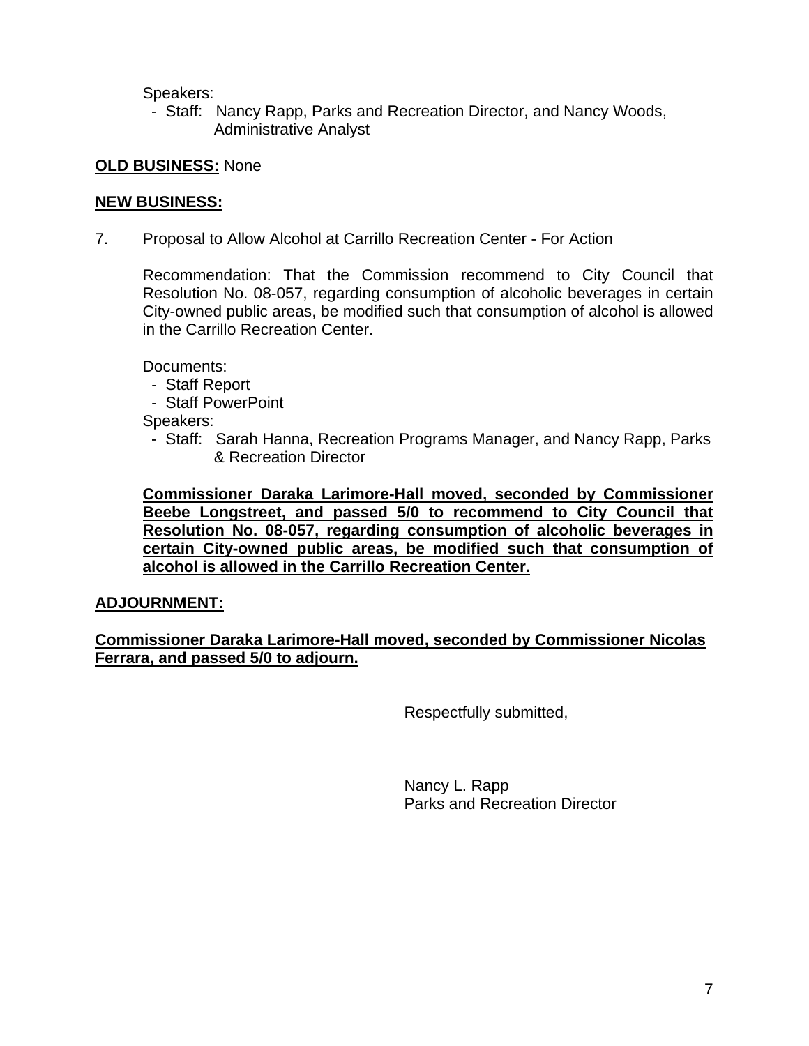Speakers:

- Staff: Nancy Rapp, Parks and Recreation Director, and Nancy Woods, Administrative Analyst

**OLD BUSINESS:** None

**NEW BUSINESS:**

7. Proposal to Allow Alcohol at Carrillo Recreation Center - For Action

   Recommendation: That the Commission recommend to City Council that Resolution No. 08-057, regarding consumption of alcoholic beverages in certain City-owned public areas, be modified such that consumption of alcohol is allowed in the Carrillo Recreation Center.

   Documents:
   - Staff Report
   - Staff PowerPoint

   Speakers:
   - Staff: Sarah Hanna, Recreation Programs Manager, and Nancy Rapp, Parks & Recreation Director

   **Commissioner Daraka Larimore-Hall moved, seconded by Commissioner Beebe Longstreet, and passed 5/0 to recommend to City Council that Resolution No. 08-057, regarding consumption of alcoholic beverages in certain City-owned public areas, be modified such that consumption of alcohol is allowed in the Carrillo Recreation Center.**

**ADJOURNMENT:**

**Commissioner Daraka Larimore-Hall moved, seconded by Commissioner Nicolas Ferrara, and passed 5/0 to adjourn.**

Respectfully submitted,

Nancy L. Rapp
Parks and Recreation Director